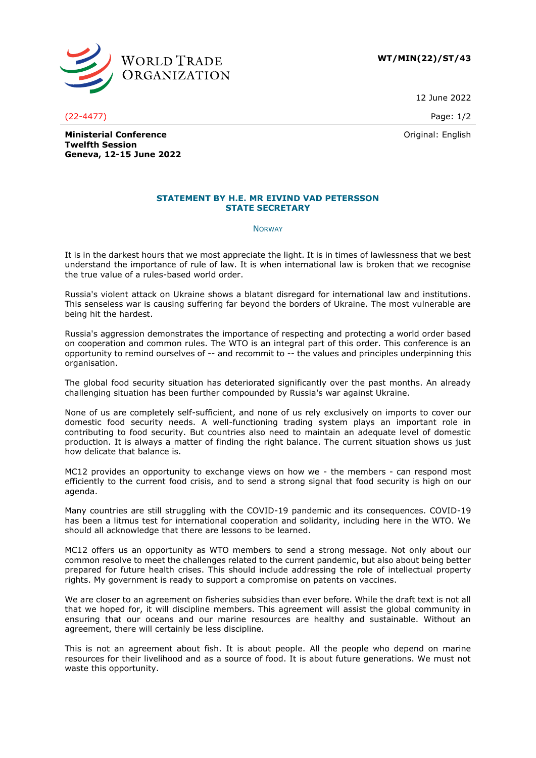WORLD TRADE ORGANIZATION

**WT/MIN(22)/ST/43**

12 June 2022

(22-4477)

Original: English

**Ministerial Conference**
**Twelfth Session**
**Geneva, 12-15 June 2022**

## STATEMENT BY H.E. MR EIVIND VAD PETERSSON STATE SECRETARY

NORWAY

It is in the darkest hours that we most appreciate the light. It is in times of lawlessness that we best understand the importance of rule of law. It is when international law is broken that we recognise the true value of a rules-based world order.

Russia's violent attack on Ukraine shows a blatant disregard for international law and institutions. This senseless war is causing suffering far beyond the borders of Ukraine. The most vulnerable are being hit the hardest.

Russia's aggression demonstrates the importance of respecting and protecting a world order based on cooperation and common rules. The WTO is an integral part of this order. This conference is an opportunity to remind ourselves of -- and recommit to -- the values and principles underpinning this organisation.

The global food security situation has deteriorated significantly over the past months. An already challenging situation has been further compounded by Russia's war against Ukraine.

None of us are completely self-sufficient, and none of us rely exclusively on imports to cover our domestic food security needs. A well-functioning trading system plays an important role in contributing to food security. But countries also need to maintain an adequate level of domestic production. It is always a matter of finding the right balance. The current situation shows us just how delicate that balance is.

MC12 provides an opportunity to exchange views on how we - the members - can respond most efficiently to the current food crisis, and to send a strong signal that food security is high on our agenda.

Many countries are still struggling with the COVID-19 pandemic and its consequences. COVID-19 has been a litmus test for international cooperation and solidarity, including here in the WTO. We should all acknowledge that there are lessons to be learned.

MC12 offers us an opportunity as WTO members to send a strong message. Not only about our common resolve to meet the challenges related to the current pandemic, but also about being better prepared for future health crises. This should include addressing the role of intellectual property rights. My government is ready to support a compromise on patents on vaccines.

We are closer to an agreement on fisheries subsidies than ever before. While the draft text is not all that we hoped for, it will discipline members. This agreement will assist the global community in ensuring that our oceans and our marine resources are healthy and sustainable. Without an agreement, there will certainly be less discipline.

This is not an agreement about fish. It is about people. All the people who depend on marine resources for their livelihood and as a source of food. It is about future generations. We must not waste this opportunity.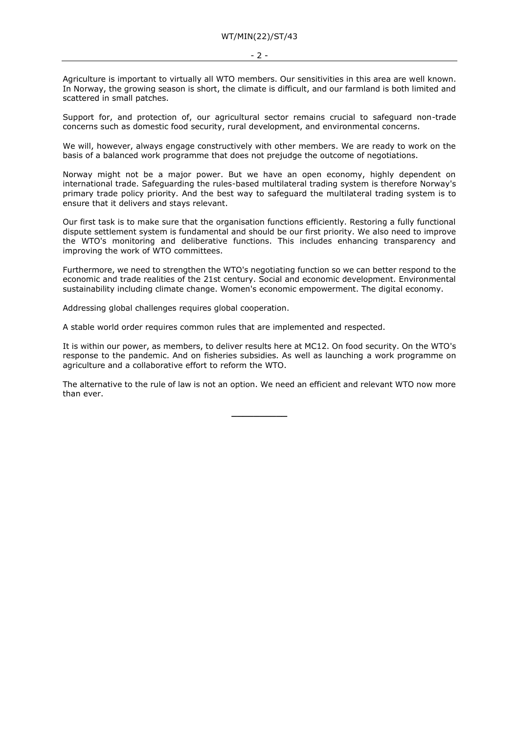Agriculture is important to virtually all WTO members. Our sensitivities in this area are well known. In Norway, the growing season is short, the climate is difficult, and our farmland is both limited and scattered in small patches.

Support for, and protection of, our agricultural sector remains crucial to safeguard non-trade concerns such as domestic food security, rural development, and environmental concerns.

We will, however, always engage constructively with other members. We are ready to work on the basis of a balanced work programme that does not prejudge the outcome of negotiations.

Norway might not be a major power. But we have an open economy, highly dependent on international trade. Safeguarding the rules-based multilateral trading system is therefore Norway's primary trade policy priority. And the best way to safeguard the multilateral trading system is to ensure that it delivers and stays relevant.

Our first task is to make sure that the organisation functions efficiently. Restoring a fully functional dispute settlement system is fundamental and should be our first priority. We also need to improve the WTO's monitoring and deliberative functions. This includes enhancing transparency and improving the work of WTO committees.

Furthermore, we need to strengthen the WTO's negotiating function so we can better respond to the economic and trade realities of the 21st century. Social and economic development. Environmental sustainability including climate change. Women's economic empowerment. The digital economy.

Addressing global challenges requires global cooperation.

A stable world order requires common rules that are implemented and respected.

It is within our power, as members, to deliver results here at MC12. On food security. On the WTO's response to the pandemic. And on fisheries subsidies. As well as launching a work programme on agriculture and a collaborative effort to reform the WTO.

The alternative to the rule of law is not an option. We need an efficient and relevant WTO now more than ever.

__________